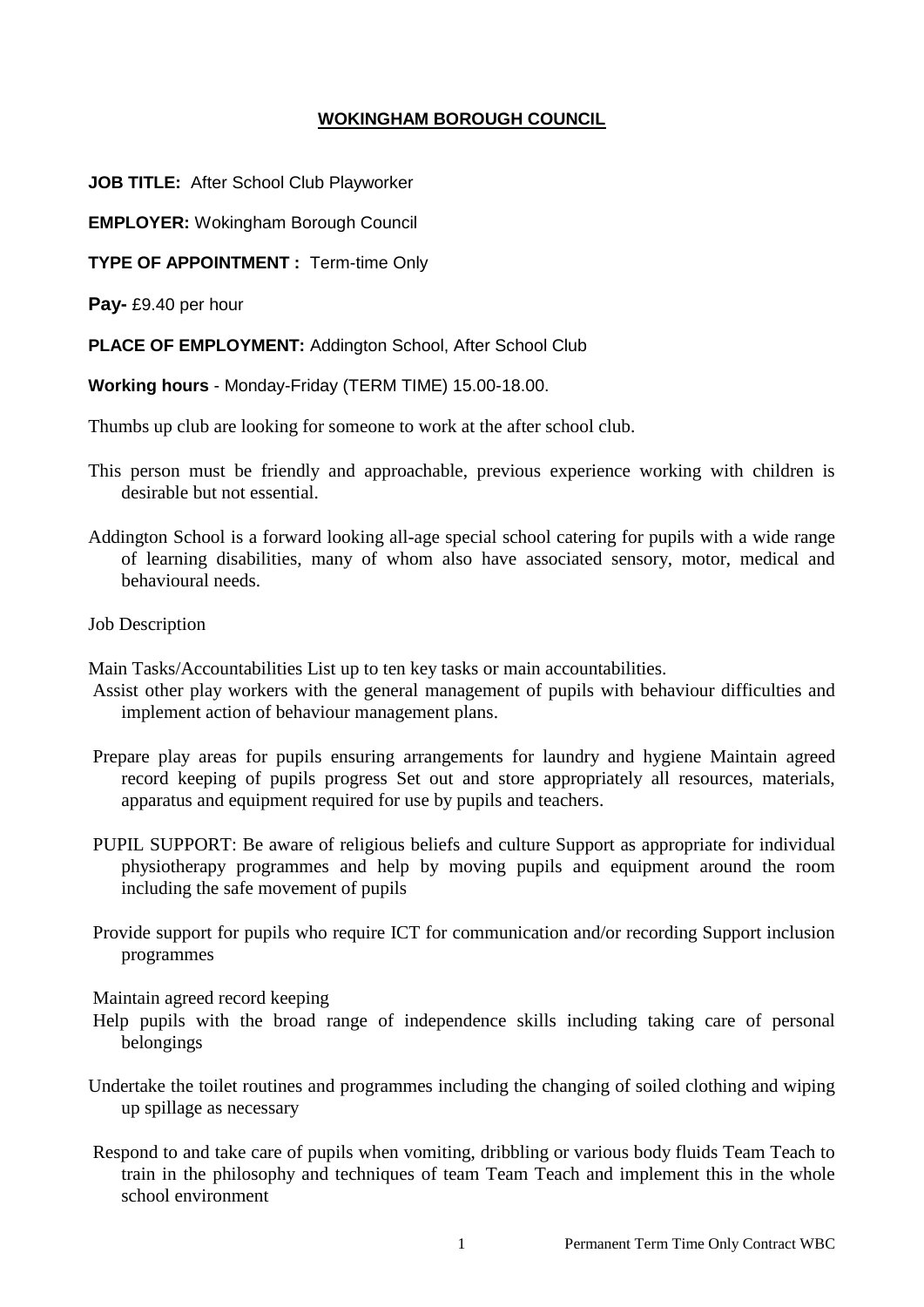# WOKINGHAM BOROUGH COUNCIL

**JOB TITLE:** After School Club Playworker

**EMPLOYER:** Wokingham Borough Council

**TYPE OF APPOINTMENT :** Term-time Only

**Pay-** £9.40 per hour

**PLACE OF EMPLOYMENT:** Addington School, After School Club

**Working hours** - Monday-Friday (TERM TIME) 15.00-18.00.

Thumbs up club are looking for someone to work at the after school club.

This person must be friendly and approachable, previous experience working with children is desirable but not essential.

Addington School is a forward looking all-age special school catering for pupils with a wide range of learning disabilities, many of whom also have associated sensory, motor, medical and behavioural needs.

Job Description

Main Tasks/Accountabilities List up to ten key tasks or main accountabilities.

Assist other play workers with the general management of pupils with behaviour difficulties and implement action of behaviour management plans.

Prepare play areas for pupils ensuring arrangements for laundry and hygiene Maintain agreed record keeping of pupils progress Set out and store appropriately all resources, materials, apparatus and equipment required for use by pupils and teachers.

PUPIL SUPPORT: Be aware of religious beliefs and culture Support as appropriate for individual physiotherapy programmes and help by moving pupils and equipment around the room including the safe movement of pupils

Provide support for pupils who require ICT for communication and/or recording Support inclusion programmes

Maintain agreed record keeping

Help pupils with the broad range of independence skills including taking care of personal belongings

Undertake the toilet routines and programmes including the changing of soiled clothing and wiping up spillage as necessary

Respond to and take care of pupils when vomiting, dribbling or various body fluids Team Teach to train in the philosophy and techniques of team Team Teach and implement this in the whole school environment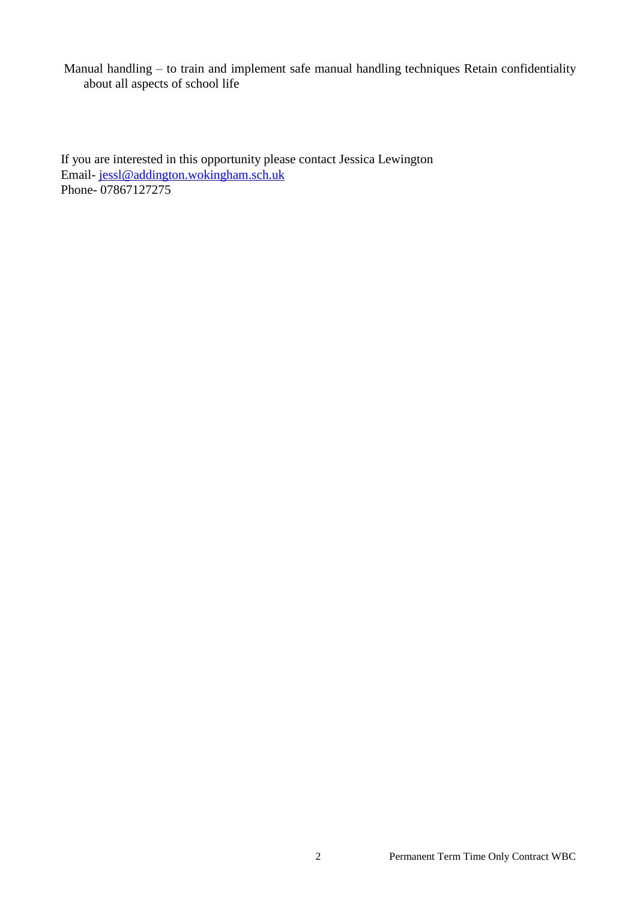Manual handling – to train and implement safe manual handling techniques Retain confidentiality about all aspects of school life

If you are interested in this opportunity please contact Jessica Lewington
Email- jessl@addington.wokingham.sch.uk
Phone- 07867127275